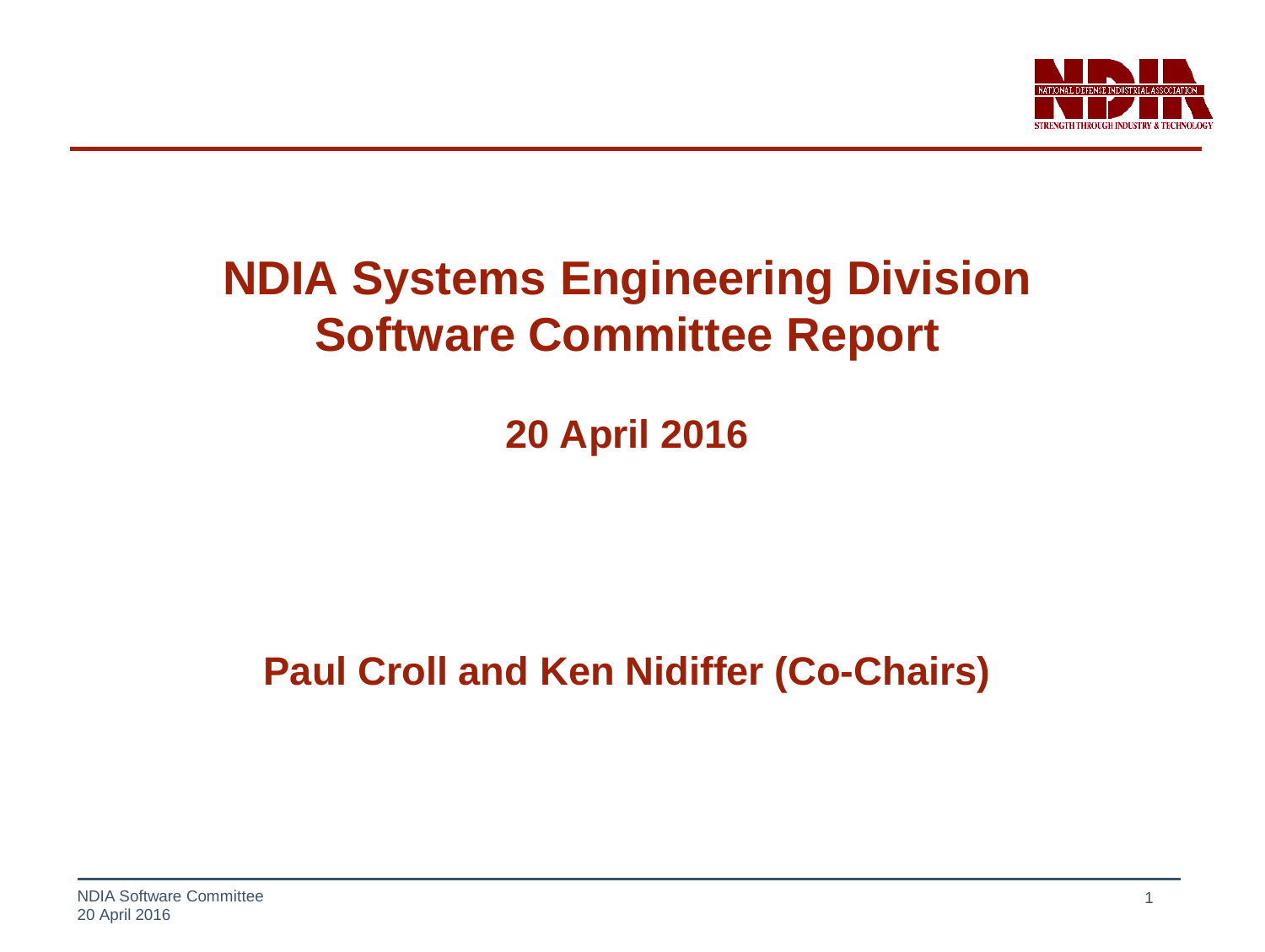# NDIA Systems Engineering Division Software Committee Report

## 20 April 2016

**Paul Croll and Ken Nidiffer (Co-Chairs)**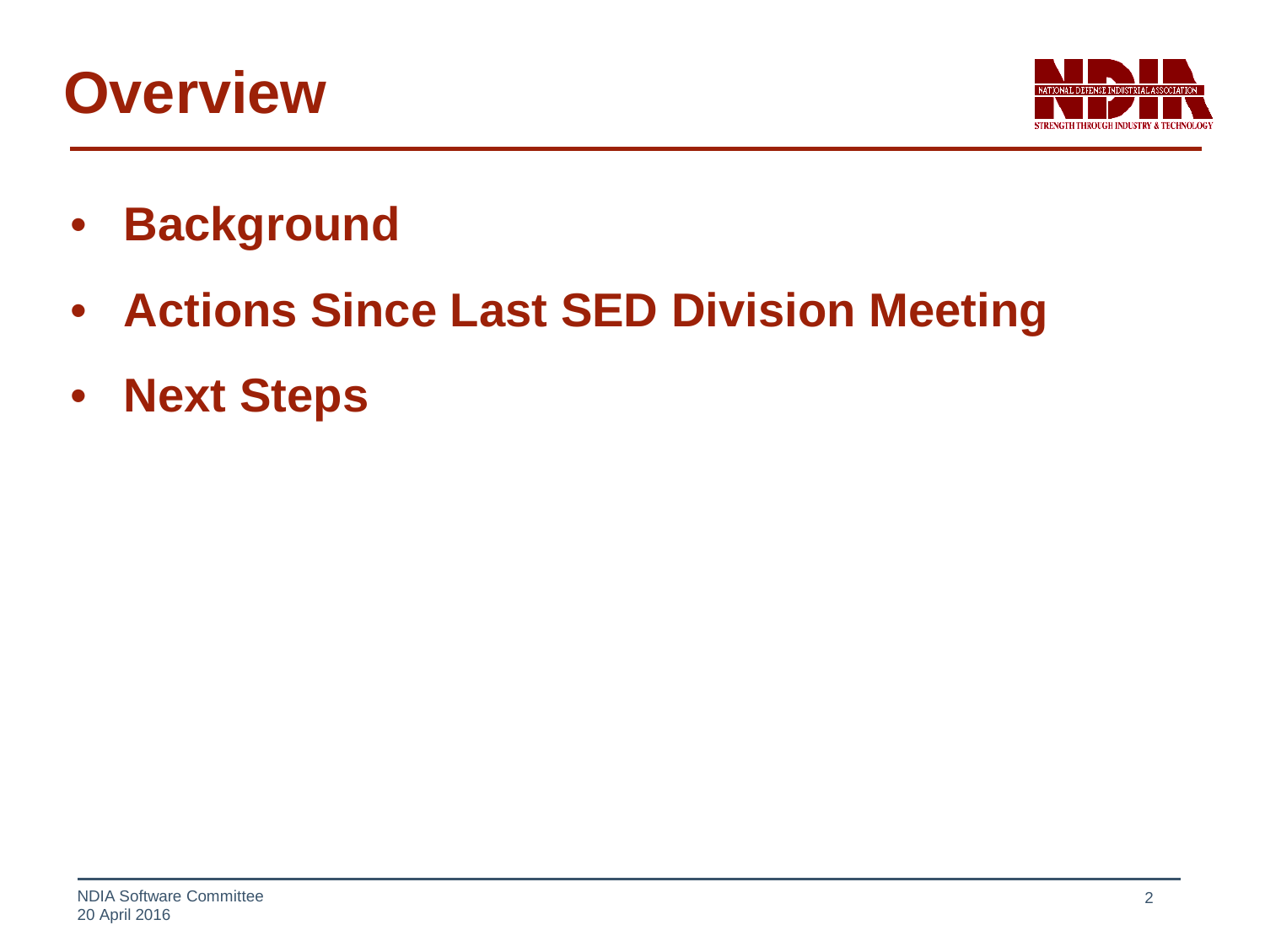# Overview

- **Background**
- **Actions Since Last SED Division Meeting**
- **Next Steps**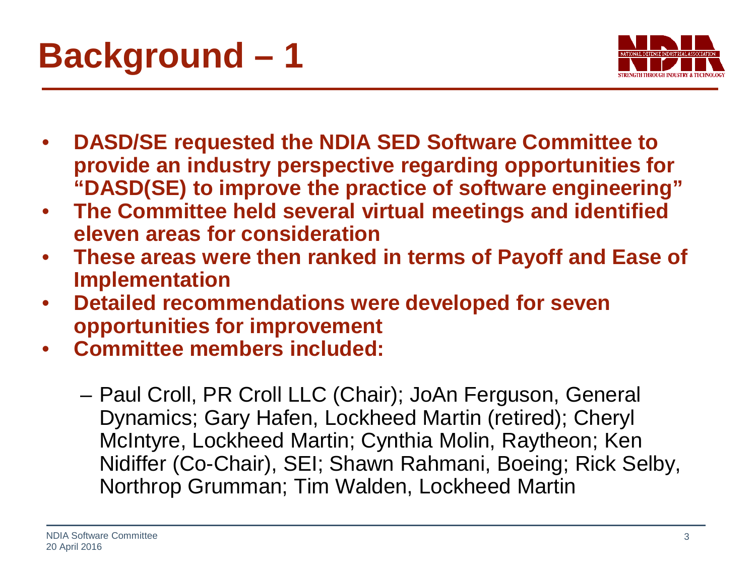# Background – 1

- **DASD/SE requested the NDIA SED Software Committee to provide an industry perspective regarding opportunities for "DASD(SE) to improve the practice of software engineering"**
- **The Committee held several virtual meetings and identified eleven areas for consideration**
- **These areas were then ranked in terms of Payoff and Ease of Implementation**
- **Detailed recommendations were developed for seven opportunities for improvement**
- **Committee members included:**
  - Paul Croll, PR Croll LLC (Chair); JoAn Ferguson, General Dynamics; Gary Hafen, Lockheed Martin (retired); Cheryl McIntyre, Lockheed Martin; Cynthia Molin, Raytheon; Ken Nidiffer (Co-Chair), SEI; Shawn Rahmani, Boeing; Rick Selby, Northrop Grumman; Tim Walden, Lockheed Martin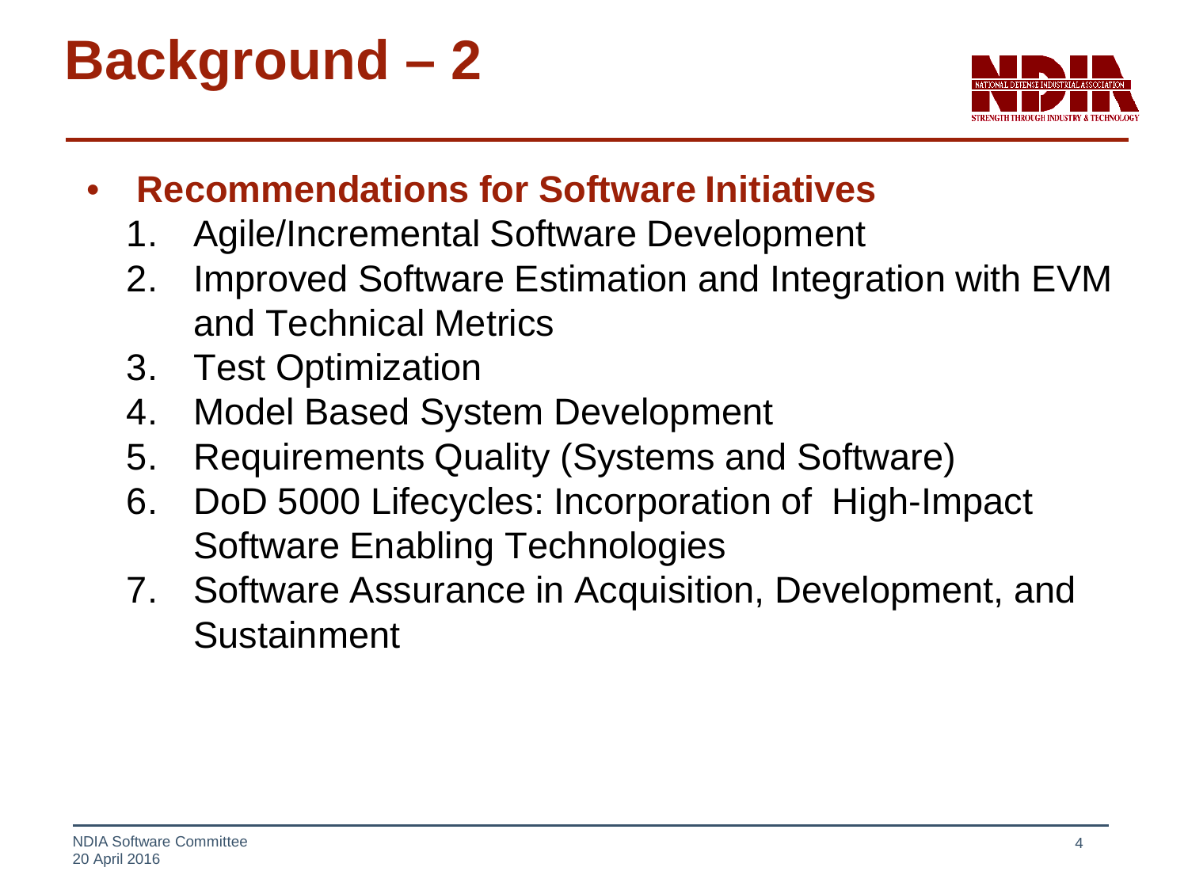# Background – 2

- **Recommendations for Software Initiatives**
  1. Agile/Incremental Software Development
  2. Improved Software Estimation and Integration with EVM and Technical Metrics
  3. Test Optimization
  4. Model Based System Development
  5. Requirements Quality (Systems and Software)
  6. DoD 5000 Lifecycles: Incorporation of High-Impact Software Enabling Technologies
  7. Software Assurance in Acquisition, Development, and Sustainment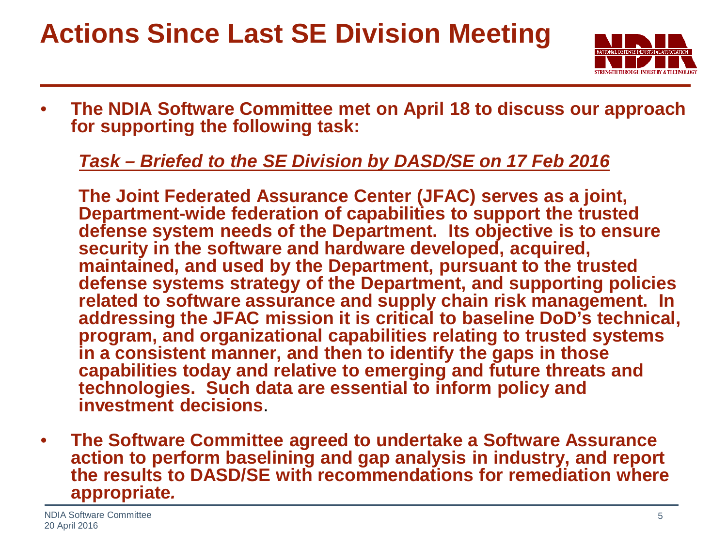# Actions Since Last SE Division Meeting

- **The NDIA Software Committee met on April 18 to discuss our approach for supporting the following task:**

  ***Task – Briefed to the SE Division by DASD/SE on 17 Feb 2016***

  **The Joint Federated Assurance Center (JFAC) serves as a joint, Department-wide federation of capabilities to support the trusted defense system needs of the Department. Its objective is to ensure security in the software and hardware developed, acquired, maintained, and used by the Department, pursuant to the trusted defense systems strategy of the Department, and supporting policies related to software assurance and supply chain risk management. In addressing the JFAC mission it is critical to baseline DoD's technical, program, and organizational capabilities relating to trusted systems in a consistent manner, and then to identify the gaps in those capabilities today and relative to emerging and future threats and technologies. Such data are essential to inform policy and investment decisions**.

- **The Software Committee agreed to undertake a Software Assurance action to perform baselining and gap analysis in industry, and report the results to DASD/SE with recommendations for remediation where appropriate*.***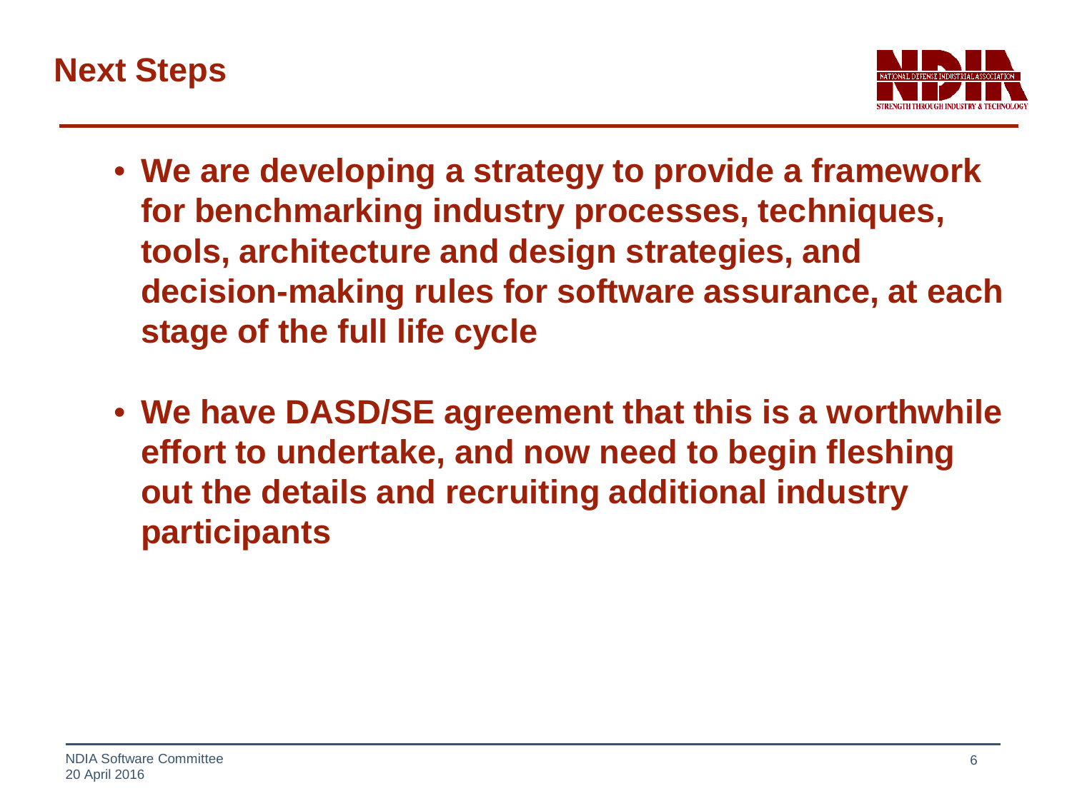# Next Steps

- **We are developing a strategy to provide a framework for benchmarking industry processes, techniques, tools, architecture and design strategies, and decision-making rules for software assurance, at each stage of the full life cycle**

- **We have DASD/SE agreement that this is a worthwhile effort to undertake, and now need to begin fleshing out the details and recruiting additional industry participants**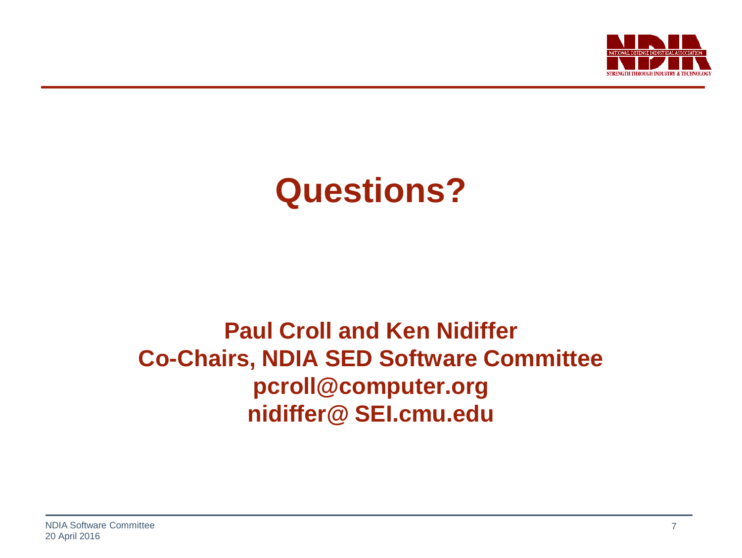# Questions?

**Paul Croll and Ken Nidiffer**
**Co-Chairs, NDIA SED Software Committee**
**pcroll@computer.org**
**nidiffer@ SEI.cmu.edu**